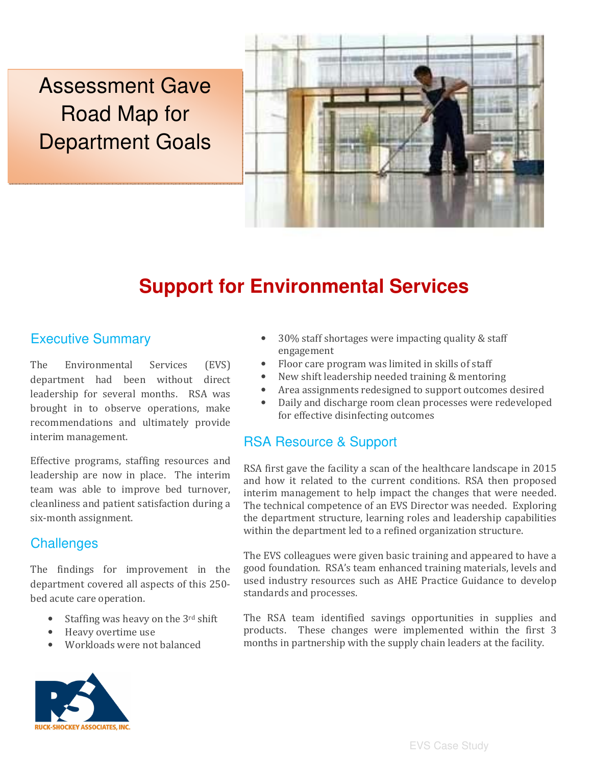# Assessment Gave Road Map for Department Goals

## Support for Environmental Services

### Executive Summary

The Environmental Services (EVS) department had been without direct leadership for several months. RSA was brought in to observe operations, make recommendations and ultimately provide interim management.

Effective programs, staffing resources and leadership are now in place. The interim team was able to improve bed turnover, cleanliness and patient satisfaction during a six-month assignment.

### Challenges

The findings for improvement in the department covered all aspects of this 250-bed acute care operation.

- Staffing was heavy on the 3rd shift
- Heavy overtime use
- Workloads were not balanced
- 30% staff shortages were impacting quality & staff engagement
- Floor care program was limited in skills of staff
- New shift leadership needed training & mentoring
- Area assignments redesigned to support outcomes desired
- Daily and discharge room clean processes were redeveloped for effective disinfecting outcomes

### RSA Resource & Support

RSA first gave the facility a scan of the healthcare landscape in 2015 and how it related to the current conditions. RSA then proposed interim management to help impact the changes that were needed. The technical competence of an EVS Director was needed. Exploring the department structure, learning roles and leadership capabilities within the department led to a refined organization structure.

The EVS colleagues were given basic training and appeared to have a good foundation. RSA's team enhanced training materials, levels and used industry resources such as AHE Practice Guidance to develop standards and processes.

The RSA team identified savings opportunities in supplies and products. These changes were implemented within the first 3 months in partnership with the supply chain leaders at the facility.

RUCK-SHOCKEY ASSOCIATES, INC.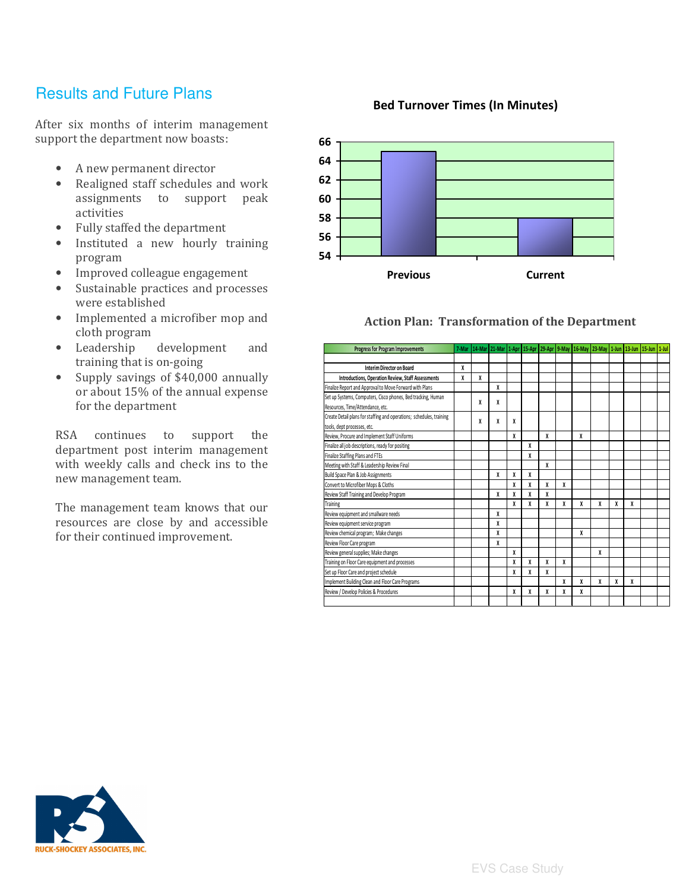## Results and Future Plans

After six months of interim management support the department now boasts:

- A new permanent director
- Realigned staff schedules and work assignments to support peak activities
- Fully staffed the department
- Instituted a new hourly training program
- Improved colleague engagement
- Sustainable practices and processes were established
- Implemented a microfiber mop and cloth program
- Leadership development and training that is on-going
- Supply savings of $40,000 annually or about 15% of the annual expense for the department

RSA continues to support the department post interim management with weekly calls and check ins to the new management team.

The management team knows that our resources are close by and accessible for their continued improvement.

**Bed Turnover Times (In Minutes)**

66
64
62
60
58
56
54

Previous
Current

### Action Plan: Transformation of the Department

| Progress for Program Improvements | 7-Mar | 14-Mar | 21-Mar | 1-Apr | 15-Apr | 29-Apr | 9-May | 16-May | 23-May | 1-Jun | 13-Jun | 15-Jun | 1-Jul |
|---|---|---|---|---|---|---|---|---|---|---|---|---|---|
| | | | | | | | | | | | | | |
| Interim Director on Board | X | | | | | | | | | | | | |
| Introductions, Operation Review, Staff Assessments | X | X | | | | | | | | | | | |
| Finalize Report and Approval to Move Forward with Plans | | | X | | | | | | | | | | |
| Set up Systems, Computers, Cisco phones, Bed tracking, Human Resources, Time/Attendance, etc. | | X | X | | | | | | | | | | |
| Create Detail plans for staffing and operations; schedules, training tools, dept processes, etc. | | X | X | X | | | | | | | | | |
| Review, Procure and Implement Staff Uniforms | | | | X | | X | | X | | | | | |
| Finalize all job descriptions, ready for positing | | | | | X | | | | | | | | |
| Finalize Staffing Plans and FTEs | | | | | X | | | | | | | | |
| Meeting with Staff & Leadership Review Final | | | | | | X | | | | | | | |
| Build Space Plan & Job Assignments | | | X | X | X | | | | | | | | |
| Convert to Microfiber Mops & Cloths | | | | X | X | X | X | | | | | | |
| Review Staff Training and Develop Program | | | X | X | X | X | | | | | | | |
| Training | | | | X | X | X | X | X | X | X | X | | |
| Review equipment and smallware needs | | | X | | | | | | | | | | |
| Review equipment service program | | | X | | | | | | | | | | |
| Review chemical program; Make changes | | | X | | | | | X | | | | | |
| Review Floor Care program | | | X | | | | | | | | | | |
| Review general supplies; Make changes | | | | X | | | | | X | | | | |
| Training on Floor Care equipment and processes | | | | X | X | X | X | | | | | | |
| Set up Floor Care and project schedule | | | | X | X | X | | | | | | | |
| Implement Building Clean and Floor Care Programs | | | | | | | X | X | X | X | X | | |
| Review / Develop Policies & Procedures | | | | X | X | X | X | X | | | | | |
| | | | | | | | | | | | | | |

RUCK-SHOCKEY ASSOCIATES, INC.